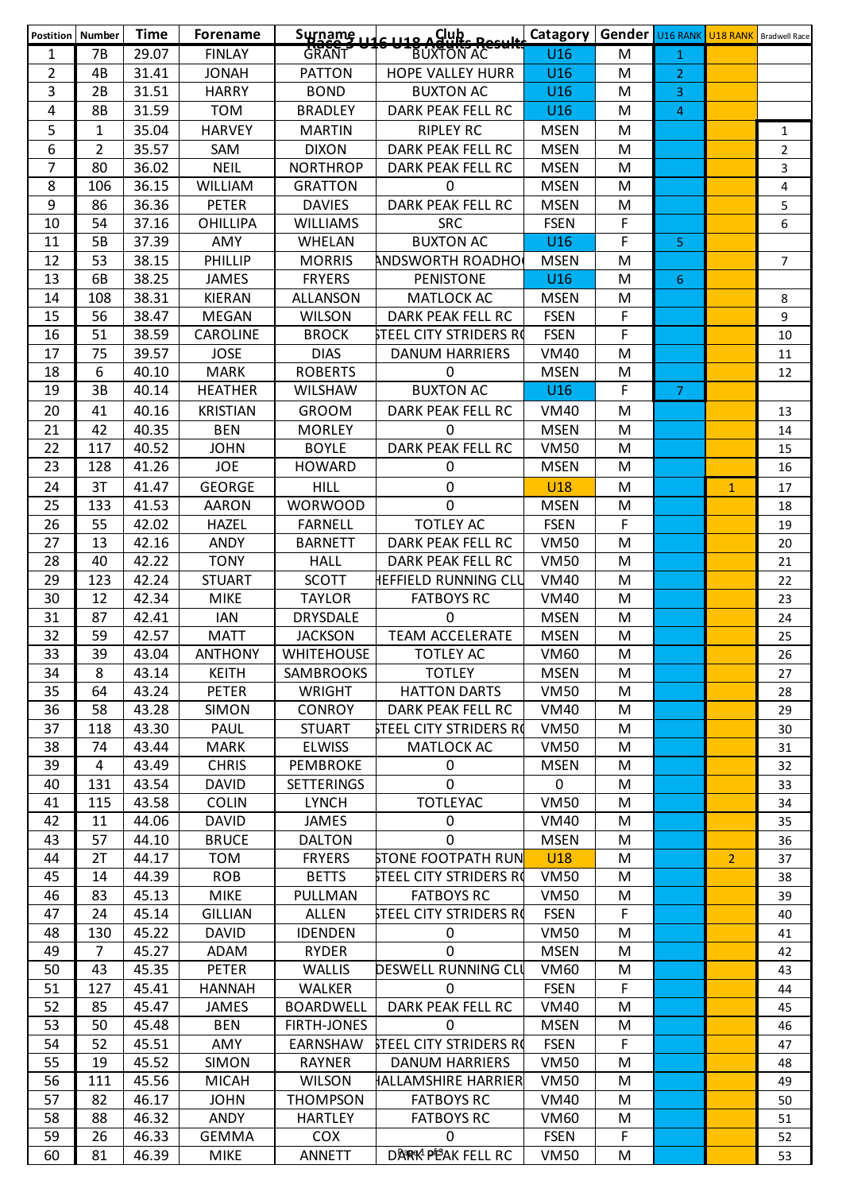# Race 3 U16 U18 Adults Results

| Postition | Number | Time | Forename | Surname | Club | Catagory | Gender | U16 RANK | U18 RANK | Bradwell Race |
|---|---|---|---|---|---|---|---|---|---|---|
| 1 | 7B | 29.07 | FINLAY | GRANT | BUXTON AC | U16 | M | 1 | | |
| 2 | 4B | 31.41 | JONAH | PATTON | HOPE VALLEY HURR | U16 | M | 2 | | |
| 3 | 2B | 31.51 | HARRY | BOND | BUXTON AC | U16 | M | 3 | | |
| 4 | 8B | 31.59 | TOM | BRADLEY | DARK PEAK FELL RC | U16 | M | 4 | | |
| 5 | 1 | 35.04 | HARVEY | MARTIN | RIPLEY RC | MSEN | M | | | 1 |
| 6 | 2 | 35.57 | SAM | DIXON | DARK PEAK FELL RC | MSEN | M | | | 2 |
| 7 | 80 | 36.02 | NEIL | NORTHROP | DARK PEAK FELL RC | MSEN | M | | | 3 |
| 8 | 106 | 36.15 | WILLIAM | GRATTON | 0 | MSEN | M | | | 4 |
| 9 | 86 | 36.36 | PETER | DAVIES | DARK PEAK FELL RC | MSEN | M | | | 5 |
| 10 | 54 | 37.16 | OHILLIPA | WILLIAMS | SRC | FSEN | F | | | 6 |
| 11 | 5B | 37.39 | AMY | WHELAN | BUXTON AC | U16 | F | 5 | | |
| 12 | 53 | 38.15 | PHILLIP | MORRIS | ANDSWORTH ROADHO | MSEN | M | | | 7 |
| 13 | 6B | 38.25 | JAMES | FRYERS | PENISTONE | U16 | M | 6 | | |
| 14 | 108 | 38.31 | KIERAN | ALLANSON | MATLOCK AC | MSEN | M | | | 8 |
| 15 | 56 | 38.47 | MEGAN | WILSON | DARK PEAK FELL RC | FSEN | F | | | 9 |
| 16 | 51 | 38.59 | CAROLINE | BROCK | STEEL CITY STRIDERS R | FSEN | F | | | 10 |
| 17 | 75 | 39.57 | JOSE | DIAS | DANUM HARRIERS | VM40 | M | | | 11 |
| 18 | 6 | 40.10 | MARK | ROBERTS | 0 | MSEN | M | | | 12 |
| 19 | 3B | 40.14 | HEATHER | WILSHAW | BUXTON AC | U16 | F | 7 | | |
| 20 | 41 | 40.16 | KRISTIAN | GROOM | DARK PEAK FELL RC | VM40 | M | | | 13 |
| 21 | 42 | 40.35 | BEN | MORLEY | 0 | MSEN | M | | | 14 |
| 22 | 117 | 40.52 | JOHN | BOYLE | DARK PEAK FELL RC | VM50 | M | | | 15 |
| 23 | 128 | 41.26 | JOE | HOWARD | 0 | MSEN | M | | | 16 |
| 24 | 3T | 41.47 | GEORGE | HILL | 0 | U18 | M | | 1 | 17 |
| 25 | 133 | 41.53 | AARON | WORWOOD | 0 | MSEN | M | | | 18 |
| 26 | 55 | 42.02 | HAZEL | FARNELL | TOTLEY AC | FSEN | F | | | 19 |
| 27 | 13 | 42.16 | ANDY | BARNETT | DARK PEAK FELL RC | VM50 | M | | | 20 |
| 28 | 40 | 42.22 | TONY | HALL | DARK PEAK FELL RC | VM50 | M | | | 21 |
| 29 | 123 | 42.24 | STUART | SCOTT | HEFFIELD RUNNING CLU | VM40 | M | | | 22 |
| 30 | 12 | 42.34 | MIKE | TAYLOR | FATBOYS RC | VM40 | M | | | 23 |
| 31 | 87 | 42.41 | IAN | DRYSDALE | 0 | MSEN | M | | | 24 |
| 32 | 59 | 42.57 | MATT | JACKSON | TEAM ACCELERATE | MSEN | M | | | 25 |
| 33 | 39 | 43.04 | ANTHONY | WHITEHOUSE | TOTLEY AC | VM60 | M | | | 26 |
| 34 | 8 | 43.14 | KEITH | SAMBROOKS | TOTLEY | MSEN | M | | | 27 |
| 35 | 64 | 43.24 | PETER | WRIGHT | HATTON DARTS | VM50 | M | | | 28 |
| 36 | 58 | 43.28 | SIMON | CONROY | DARK PEAK FELL RC | VM40 | M | | | 29 |
| 37 | 118 | 43.30 | PAUL | STUART | STEEL CITY STRIDERS R | VM50 | M | | | 30 |
| 38 | 74 | 43.44 | MARK | ELWISS | MATLOCK AC | VM50 | M | | | 31 |
| 39 | 4 | 43.49 | CHRIS | PEMBROKE | 0 | MSEN | M | | | 32 |
| 40 | 131 | 43.54 | DAVID | SETTERINGS | 0 | 0 | M | | | 33 |
| 41 | 115 | 43.58 | COLIN | LYNCH | TOTLEYAC | VM50 | M | | | 34 |
| 42 | 11 | 44.06 | DAVID | JAMES | 0 | VM40 | M | | | 35 |
| 43 | 57 | 44.10 | BRUCE | DALTON | 0 | MSEN | M | | | 36 |
| 44 | 2T | 44.17 | TOM | FRYERS | STONE FOOTPATH RUN | U18 | M | | 2 | 37 |
| 45 | 14 | 44.39 | ROB | BETTS | STEEL CITY STRIDERS R | VM50 | M | | | 38 |
| 46 | 83 | 45.13 | MIKE | PULLMAN | FATBOYS RC | VM50 | M | | | 39 |
| 47 | 24 | 45.14 | GILLIAN | ALLEN | STEEL CITY STRIDERS R | FSEN | F | | | 40 |
| 48 | 130 | 45.22 | DAVID | IDENDEN | 0 | VM50 | M | | | 41 |
| 49 | 7 | 45.27 | ADAM | RYDER | 0 | MSEN | M | | | 42 |
| 50 | 43 | 45.35 | PETER | WALLIS | DESWELL RUNNING CLU | VM60 | M | | | 43 |
| 51 | 127 | 45.41 | HANNAH | WALKER | 0 | FSEN | F | | | 44 |
| 52 | 85 | 45.47 | JAMES | BOARDWELL | DARK PEAK FELL RC | VM40 | M | | | 45 |
| 53 | 50 | 45.48 | BEN | FIRTH-JONES | 0 | MSEN | M | | | 46 |
| 54 | 52 | 45.51 | AMY | EARNSHAW | STEEL CITY STRIDERS R | FSEN | F | | | 47 |
| 55 | 19 | 45.52 | SIMON | RAYNER | DANUM HARRIERS | VM50 | M | | | 48 |
| 56 | 111 | 45.56 | MICAH | WILSON | HALLAMSHIRE HARRIER | VM50 | M | | | 49 |
| 57 | 82 | 46.17 | JOHN | THOMPSON | FATBOYS RC | VM40 | M | | | 50 |
| 58 | 88 | 46.32 | ANDY | HARTLEY | FATBOYS RC | VM60 | M | | | 51 |
| 59 | 26 | 46.33 | GEMMA | COX | 0 | FSEN | F | | | 52 |
| 60 | 81 | 46.39 | MIKE | ANNETT | DARK PEAK FELL RC | VM50 | M | | | 53 |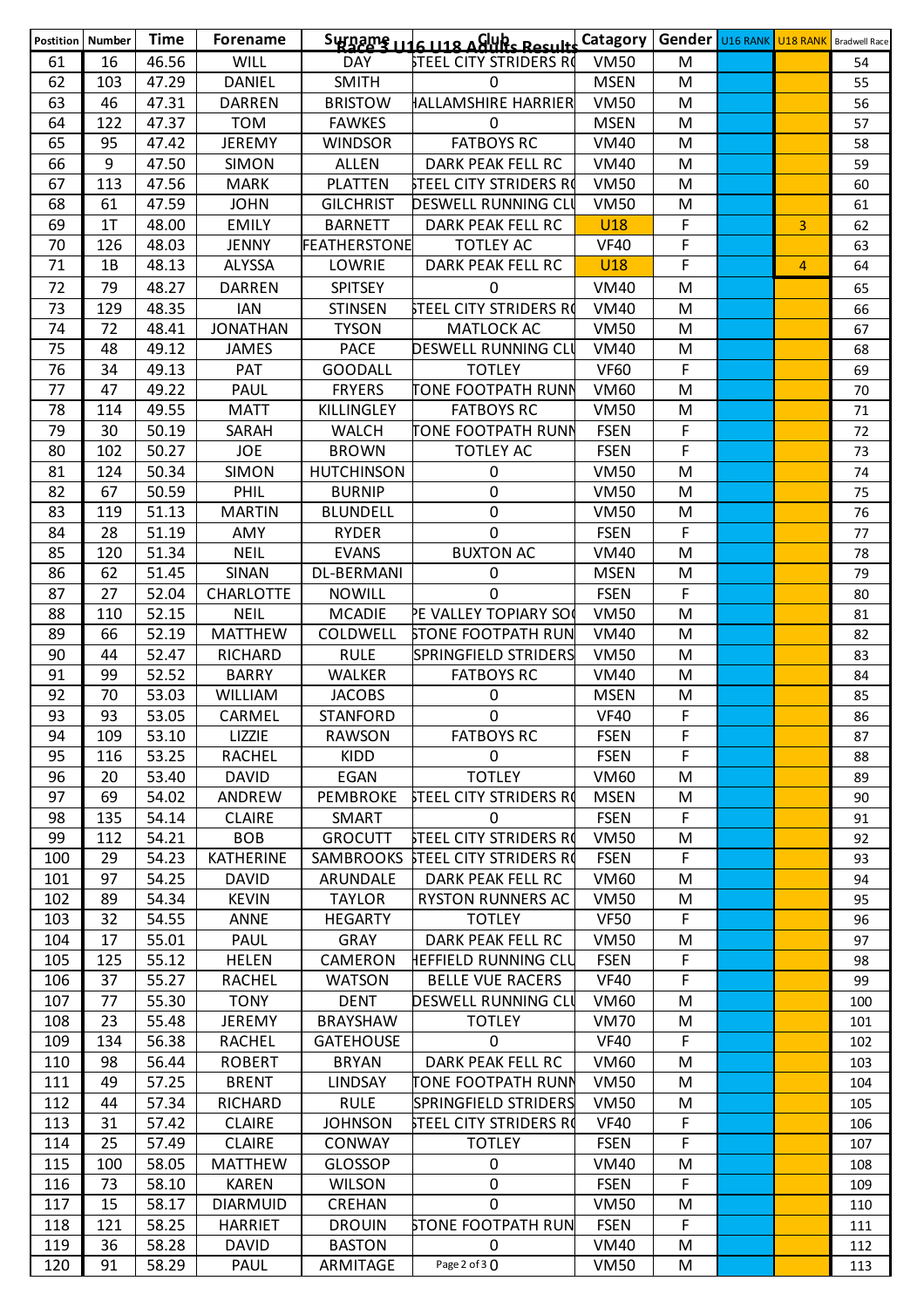| Postition | Number | Time | Forename | Surname | Club | Catagory | Gender | U16 RANK | U18 RANK | Bradwell Race |
|---|---|---|---|---|---|---|---|---|---|---|
| 61 | 16 | 46.56 | WILL | DAY | STEEL CITY STRIDERS RC | VM50 | M | | | 54 |
| 62 | 103 | 47.29 | DANIEL | SMITH | 0 | MSEN | M | | | 55 |
| 63 | 46 | 47.31 | DARREN | BRISTOW | HALLAMSHIRE HARRIER | VM50 | M | | | 56 |
| 64 | 122 | 47.37 | TOM | FAWKES | 0 | MSEN | M | | | 57 |
| 65 | 95 | 47.42 | JEREMY | WINDSOR | FATBOYS RC | VM40 | M | | | 58 |
| 66 | 9 | 47.50 | SIMON | ALLEN | DARK PEAK FELL RC | VM40 | M | | | 59 |
| 67 | 113 | 47.56 | MARK | PLATTEN | STEEL CITY STRIDERS RC | VM50 | M | | | 60 |
| 68 | 61 | 47.59 | JOHN | GILCHRIST | DESWELL RUNNING CLU | VM50 | M | | | 61 |
| 69 | 1T | 48.00 | EMILY | BARNETT | DARK PEAK FELL RC | U18 | F | | 3 | 62 |
| 70 | 126 | 48.03 | JENNY | FEATHERSTONE | TOTLEY AC | VF40 | F | | | 63 |
| 71 | 1B | 48.13 | ALYSSA | LOWRIE | DARK PEAK FELL RC | U18 | F | | 4 | 64 |
| 72 | 79 | 48.27 | DARREN | SPITSEY | 0 | VM40 | M | | | 65 |
| 73 | 129 | 48.35 | IAN | STINSEN | STEEL CITY STRIDERS RC | VM40 | M | | | 66 |
| 74 | 72 | 48.41 | JONATHAN | TYSON | MATLOCK AC | VM50 | M | | | 67 |
| 75 | 48 | 49.12 | JAMES | PACE | DESWELL RUNNING CLU | VM40 | M | | | 68 |
| 76 | 34 | 49.13 | PAT | GOODALL | TOTLEY | VF60 | F | | | 69 |
| 77 | 47 | 49.22 | PAUL | FRYERS | TONE FOOTPATH RUNN | VM60 | M | | | 70 |
| 78 | 114 | 49.55 | MATT | KILLINGLEY | FATBOYS RC | VM50 | M | | | 71 |
| 79 | 30 | 50.19 | SARAH | WALCH | TONE FOOTPATH RUNN | FSEN | F | | | 72 |
| 80 | 102 | 50.27 | JOE | BROWN | TOTLEY AC | FSEN | F | | | 73 |
| 81 | 124 | 50.34 | SIMON | HUTCHINSON | 0 | VM50 | M | | | 74 |
| 82 | 67 | 50.59 | PHIL | BURNIP | 0 | VM50 | M | | | 75 |
| 83 | 119 | 51.13 | MARTIN | BLUNDELL | 0 | VM50 | M | | | 76 |
| 84 | 28 | 51.19 | AMY | RYDER | 0 | FSEN | F | | | 77 |
| 85 | 120 | 51.34 | NEIL | EVANS | BUXTON AC | VM40 | M | | | 78 |
| 86 | 62 | 51.45 | SINAN | DL-BERMANI | 0 | MSEN | M | | | 79 |
| 87 | 27 | 52.04 | CHARLOTTE | NOWILL | 0 | FSEN | F | | | 80 |
| 88 | 110 | 52.15 | NEIL | MCADIE | PE VALLEY TOPIARY SOC | VM50 | M | | | 81 |
| 89 | 66 | 52.19 | MATTHEW | COLDWELL | STONE FOOTPATH RUN | VM40 | M | | | 82 |
| 90 | 44 | 52.47 | RICHARD | RULE | SPRINGFIELD STRIDERS | VM50 | M | | | 83 |
| 91 | 99 | 52.52 | BARRY | WALKER | FATBOYS RC | VM40 | M | | | 84 |
| 92 | 70 | 53.03 | WILLIAM | JACOBS | 0 | MSEN | M | | | 85 |
| 93 | 93 | 53.05 | CARMEL | STANFORD | 0 | VF40 | F | | | 86 |
| 94 | 109 | 53.10 | LIZZIE | RAWSON | FATBOYS RC | FSEN | F | | | 87 |
| 95 | 116 | 53.25 | RACHEL | KIDD | 0 | FSEN | F | | | 88 |
| 96 | 20 | 53.40 | DAVID | EGAN | TOTLEY | VM60 | M | | | 89 |
| 97 | 69 | 54.02 | ANDREW | PEMBROKE | STEEL CITY STRIDERS RC | MSEN | M | | | 90 |
| 98 | 135 | 54.14 | CLAIRE | SMART | 0 | FSEN | F | | | 91 |
| 99 | 112 | 54.21 | BOB | GROCUTT | STEEL CITY STRIDERS RC | VM50 | M | | | 92 |
| 100 | 29 | 54.23 | KATHERINE | SAMBROOKS | STEEL CITY STRIDERS RC | FSEN | F | | | 93 |
| 101 | 97 | 54.25 | DAVID | ARUNDALE | DARK PEAK FELL RC | VM60 | M | | | 94 |
| 102 | 89 | 54.34 | KEVIN | TAYLOR | RYSTON RUNNERS AC | VM50 | M | | | 95 |
| 103 | 32 | 54.55 | ANNE | HEGARTY | TOTLEY | VF50 | F | | | 96 |
| 104 | 17 | 55.01 | PAUL | GRAY | DARK PEAK FELL RC | VM50 | M | | | 97 |
| 105 | 125 | 55.12 | HELEN | CAMERON | HEFFIELD RUNNING CLU | FSEN | F | | | 98 |
| 106 | 37 | 55.27 | RACHEL | WATSON | BELLE VUE RACERS | VF40 | F | | | 99 |
| 107 | 77 | 55.30 | TONY | DENT | DESWELL RUNNING CLU | VM60 | M | | | 100 |
| 108 | 23 | 55.48 | JEREMY | BRAYSHAW | TOTLEY | VM70 | M | | | 101 |
| 109 | 134 | 56.38 | RACHEL | GATEHOUSE | 0 | VF40 | F | | | 102 |
| 110 | 98 | 56.44 | ROBERT | BRYAN | DARK PEAK FELL RC | VM60 | M | | | 103 |
| 111 | 49 | 57.25 | BRENT | LINDSAY | TONE FOOTPATH RUNN | VM50 | M | | | 104 |
| 112 | 44 | 57.34 | RICHARD | RULE | SPRINGFIELD STRIDERS | VM50 | M | | | 105 |
| 113 | 31 | 57.42 | CLAIRE | JOHNSON | STEEL CITY STRIDERS RC | VF40 | F | | | 106 |
| 114 | 25 | 57.49 | CLAIRE | CONWAY | TOTLEY | FSEN | F | | | 107 |
| 115 | 100 | 58.05 | MATTHEW | GLOSSOP | 0 | VM40 | M | | | 108 |
| 116 | 73 | 58.10 | KAREN | WILSON | 0 | FSEN | F | | | 109 |
| 117 | 15 | 58.17 | DIARMUID | CREHAN | 0 | VM50 | M | | | 110 |
| 118 | 121 | 58.25 | HARRIET | DROUIN | STONE FOOTPATH RUN | FSEN | F | | | 111 |
| 119 | 36 | 58.28 | DAVID | BASTON | 0 | VM40 | M | | | 112 |
| 120 | 91 | 58.29 | PAUL | ARMITAGE | 0 | VM50 | M | | | 113 |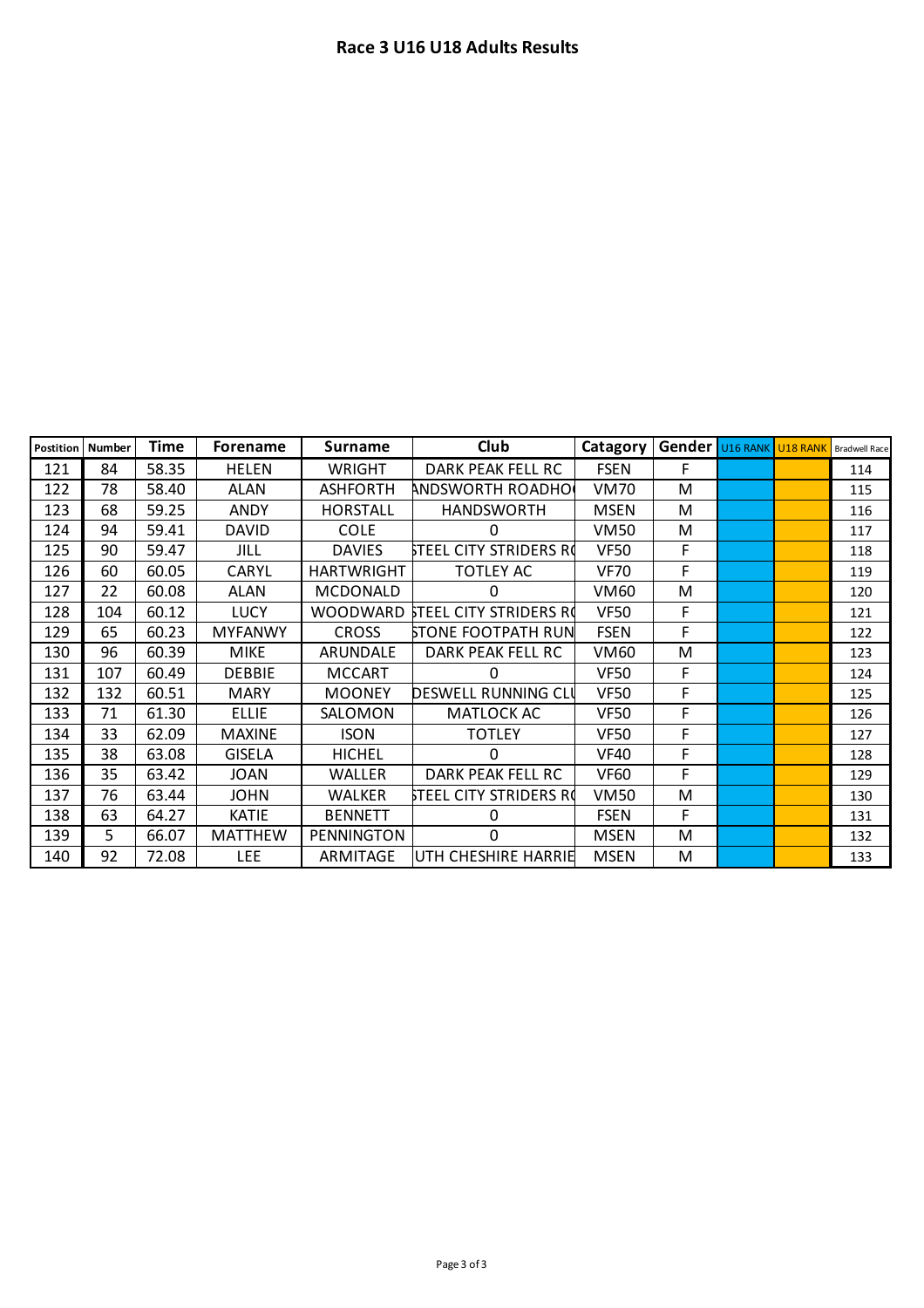## Race 3 U16 U18 Adults Results

| Postition | Number | Time | Forename | Surname | Club | Catagory | Gender | U16 RANK | U18 RANK | Bradwell Race |
|---|---|---|---|---|---|---|---|---|---|---|
| 121 | 84 | 58.35 | HELEN | WRIGHT | DARK PEAK FELL RC | FSEN | F | | | 114 |
| 122 | 78 | 58.40 | ALAN | ASHFORTH | ANDSWORTH ROADHO | VM70 | M | | | 115 |
| 123 | 68 | 59.25 | ANDY | HORSTALL | HANDSWORTH | MSEN | M | | | 116 |
| 124 | 94 | 59.41 | DAVID | COLE | 0 | VM50 | M | | | 117 |
| 125 | 90 | 59.47 | JILL | DAVIES | STEEL CITY STRIDERS R | VF50 | F | | | 118 |
| 126 | 60 | 60.05 | CARYL | HARTWRIGHT | TOTLEY AC | VF70 | F | | | 119 |
| 127 | 22 | 60.08 | ALAN | MCDONALD | 0 | VM60 | M | | | 120 |
| 128 | 104 | 60.12 | LUCY | WOODWARD | STEEL CITY STRIDERS R | VF50 | F | | | 121 |
| 129 | 65 | 60.23 | MYFANWY | CROSS | STONE FOOTPATH RUN | FSEN | F | | | 122 |
| 130 | 96 | 60.39 | MIKE | ARUNDALE | DARK PEAK FELL RC | VM60 | M | | | 123 |
| 131 | 107 | 60.49 | DEBBIE | MCCART | 0 | VF50 | F | | | 124 |
| 132 | 132 | 60.51 | MARY | MOONEY | DESWELL RUNNING CLU | VF50 | F | | | 125 |
| 133 | 71 | 61.30 | ELLIE | SALOMON | MATLOCK AC | VF50 | F | | | 126 |
| 134 | 33 | 62.09 | MAXINE | ISON | TOTLEY | VF50 | F | | | 127 |
| 135 | 38 | 63.08 | GISELA | HICHEL | 0 | VF40 | F | | | 128 |
| 136 | 35 | 63.42 | JOAN | WALLER | DARK PEAK FELL RC | VF60 | F | | | 129 |
| 137 | 76 | 63.44 | JOHN | WALKER | STEEL CITY STRIDERS R | VM50 | M | | | 130 |
| 138 | 63 | 64.27 | KATIE | BENNETT | 0 | FSEN | F | | | 131 |
| 139 | 5 | 66.07 | MATTHEW | PENNINGTON | 0 | MSEN | M | | | 132 |
| 140 | 92 | 72.08 | LEE | ARMITAGE | UTH CHESHIRE HARRIE | MSEN | M | | | 133 |